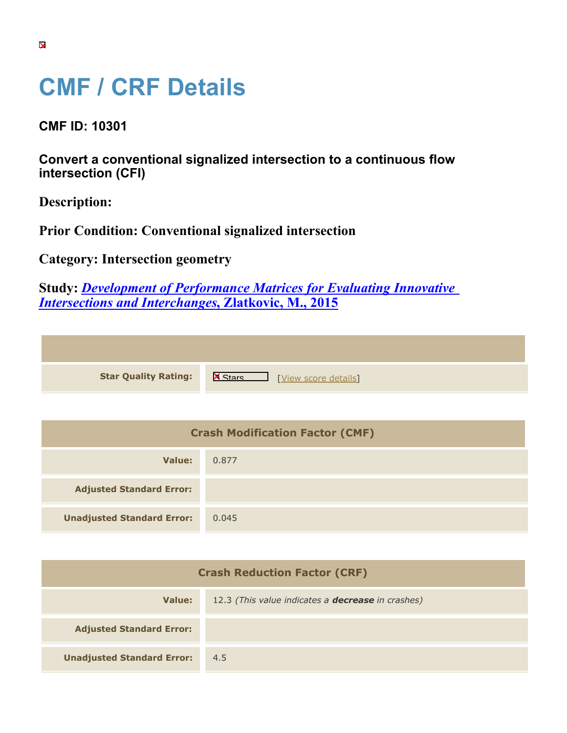# CMF / CRF Details

## CMF ID: 10301

### Convert a conventional signalized intersection to a continuous flow intersection (CFI)

**Description:**

**Prior Condition: Conventional signalized intersection**

**Category: Intersection geometry**

**Study:** ***Development of Performance Matrices for Evaluating Innovative Intersections and Interchanges*****, Zlatkovic, M., 2015**

| | |
|---|---|
| **Star Quality Rating:** | Stars [View score details] |

| Crash Modification Factor (CMF) | |
|---|---|
| **Value:** | 0.877 |
| **Adjusted Standard Error:** | |
| **Unadjusted Standard Error:** | 0.045 |

| Crash Reduction Factor (CRF) | |
|---|---|
| **Value:** | 12.3 *(This value indicates a **decrease** in crashes)* |
| **Adjusted Standard Error:** | |
| **Unadjusted Standard Error:** | 4.5 |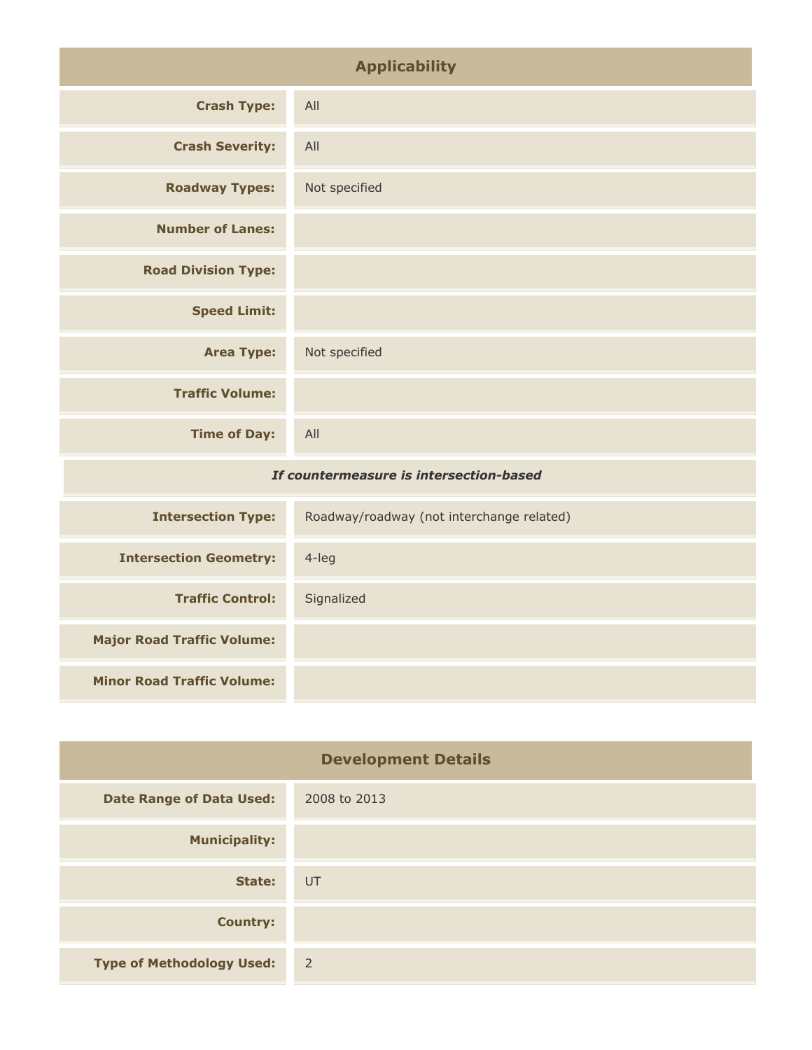## Applicability

| | |
|---|---|
| **Crash Type:** | All |
| **Crash Severity:** | All |
| **Roadway Types:** | Not specified |
| **Number of Lanes:** | |
| **Road Division Type:** | |
| **Speed Limit:** | |
| **Area Type:** | Not specified |
| **Traffic Volume:** | |
| **Time of Day:** | All |
| ***If countermeasure is intersection-based*** | |
| **Intersection Type:** | Roadway/roadway (not interchange related) |
| **Intersection Geometry:** | 4-leg |
| **Traffic Control:** | Signalized |
| **Major Road Traffic Volume:** | |
| **Minor Road Traffic Volume:** | |

## Development Details

| | |
|---|---|
| **Date Range of Data Used:** | 2008 to 2013 |
| **Municipality:** | |
| **State:** | UT |
| **Country:** | |
| **Type of Methodology Used:** | 2 |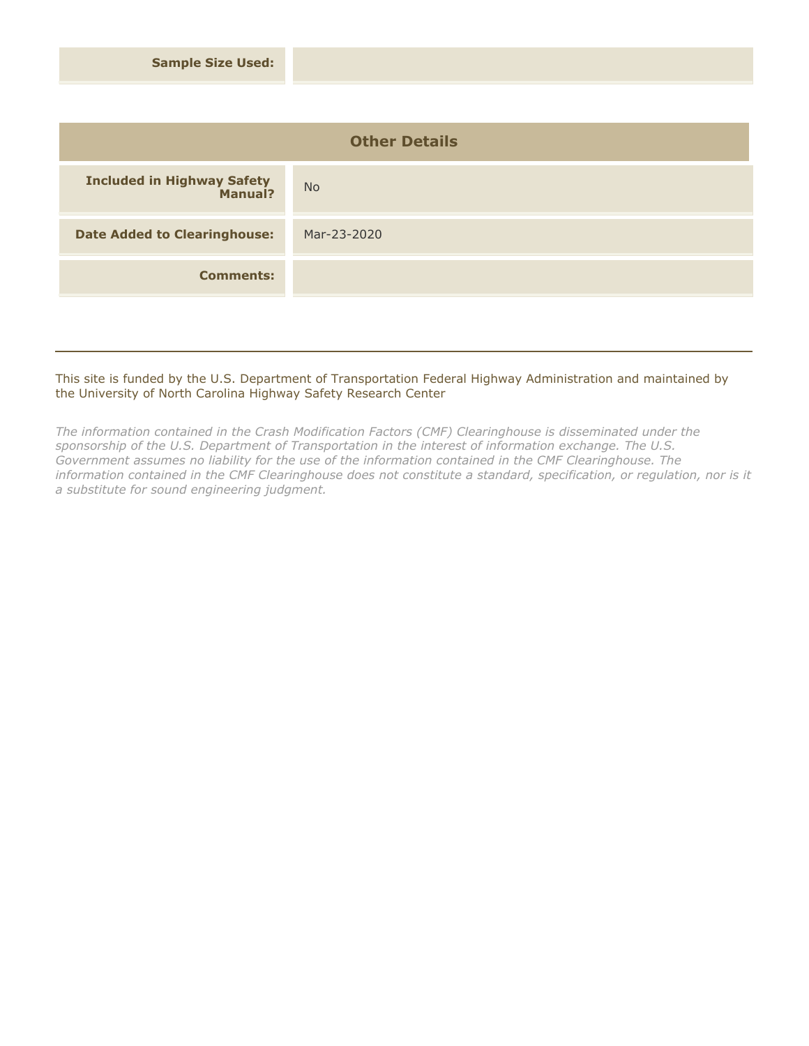| | |
|---|---|
| **Sample Size Used:** | |

## Other Details

| | |
|---|---|
| **Included in Highway Safety Manual?** | No |
| **Date Added to Clearinghouse:** | Mar-23-2020 |
| **Comments:** | |

---

This site is funded by the U.S. Department of Transportation Federal Highway Administration and maintained by the University of North Carolina Highway Safety Research Center

*The information contained in the Crash Modification Factors (CMF) Clearinghouse is disseminated under the sponsorship of the U.S. Department of Transportation in the interest of information exchange. The U.S. Government assumes no liability for the use of the information contained in the CMF Clearinghouse. The information contained in the CMF Clearinghouse does not constitute a standard, specification, or regulation, nor is it a substitute for sound engineering judgment.*